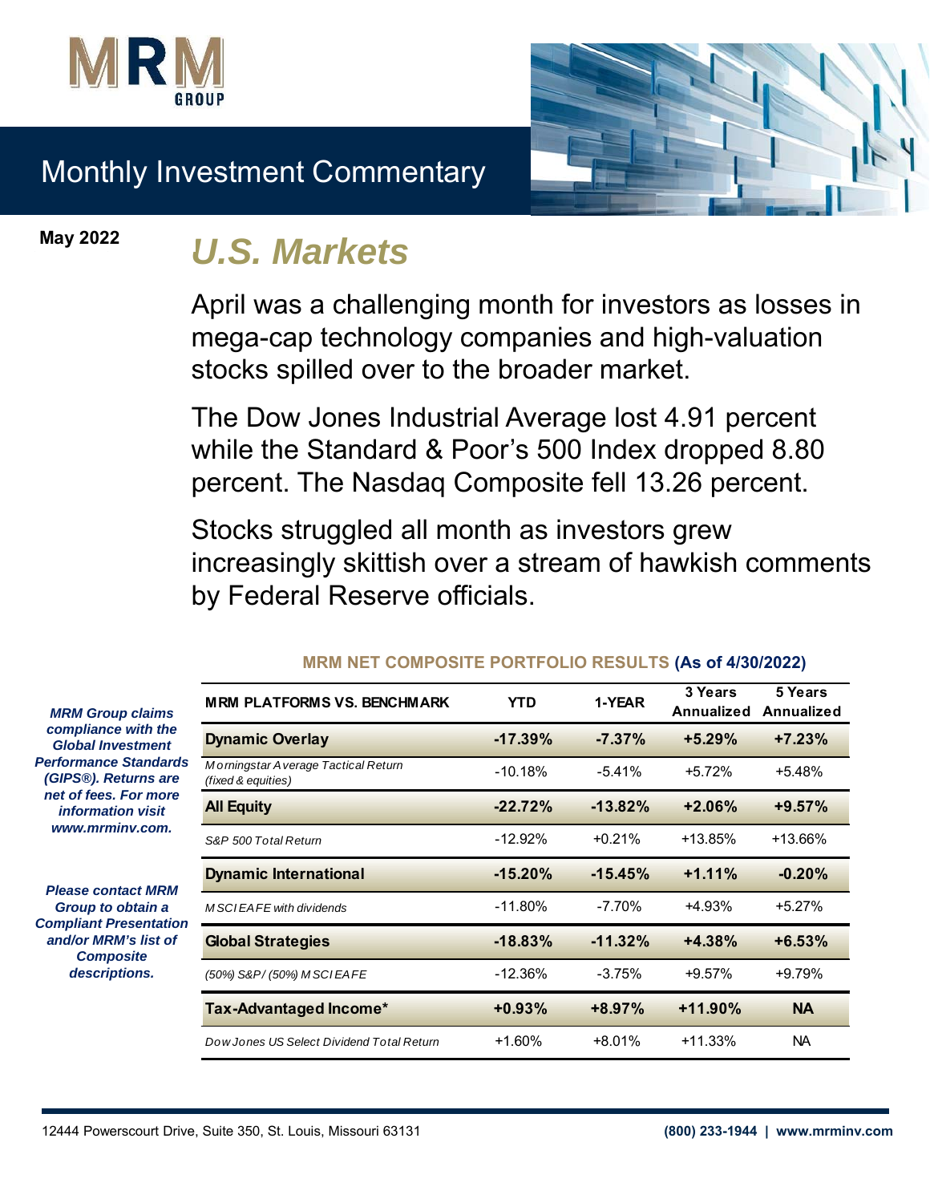MRM GROUP

# Monthly Investment Commentary

**May 2022**

## *U.S. Markets*

April was a challenging month for investors as losses in mega-cap technology companies and high-valuation stocks spilled over to the broader market.

The Dow Jones Industrial Average lost 4.91 percent while the Standard & Poor's 500 Index dropped 8.80 percent. The Nasdaq Composite fell 13.26 percent.

Stocks struggled all month as investors grew increasingly skittish over a stream of hawkish comments by Federal Reserve officials.

**MRM NET COMPOSITE PORTFOLIO RESULTS (As of 4/30/2022)**

| MRM PLATFORMS VS. BENCHMARK | YTD | 1-YEAR | 3 Years Annualized | 5 Years Annualized |
|---|---|---|---|---|
| **Dynamic Overlay** | **-17.39%** | **-7.37%** | **+5.29%** | **+7.23%** |
| *Morningstar Average Tactical Return (fixed & equities)* | -10.18% | -5.41% | +5.72% | +5.48% |
| **All Equity** | **-22.72%** | **-13.82%** | **+2.06%** | **+9.57%** |
| *S&P 500 Total Return* | -12.92% | +0.21% | +13.85% | +13.66% |
| **Dynamic International** | **-15.20%** | **-15.45%** | **+1.11%** | **-0.20%** |
| *MSCI EAFE with dividends* | -11.80% | -7.70% | +4.93% | +5.27% |
| **Global Strategies** | **-18.83%** | **-11.32%** | **+4.38%** | **+6.53%** |
| *(50%) S&P/ (50%) MSCI EAFE* | -12.36% | -3.75% | +9.57% | +9.79% |
| **Tax-Advantaged Income*** | **+0.93%** | **+8.97%** | **+11.90%** | **NA** |
| *Dow Jones US Select Dividend Total Return* | +1.60% | +8.01% | +11.33% | NA |

***MRM Group claims compliance with the Global Investment Performance Standards (GIPS®). Returns are net of fees. For more information visit www.mrminv.com.***

***Please contact MRM Group to obtain a Compliant Presentation and/or MRM's list of Composite descriptions.***

12444 Powerscourt Drive, Suite 350, St. Louis, Missouri 63131 **(800) 233-1944 | www.mrminv.com**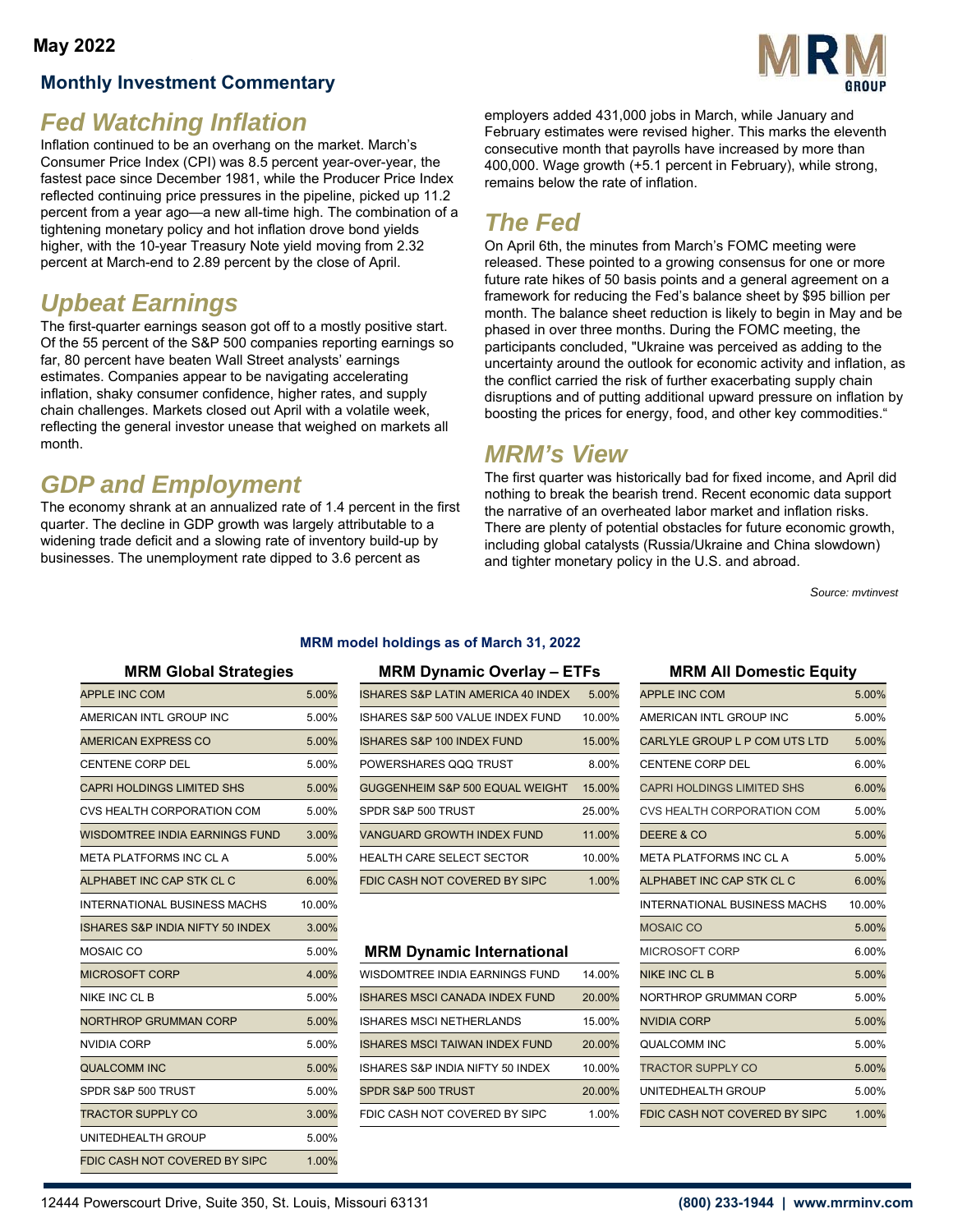May 2022

## Monthly Investment Commentary

# Fed Watching Inflation

Inflation continued to be an overhang on the market. March's Consumer Price Index (CPI) was 8.5 percent year-over-year, the fastest pace since December 1981, while the Producer Price Index reflected continuing price pressures in the pipeline, picked up 11.2 percent from a year ago—a new all-time high. The combination of a tightening monetary policy and hot inflation drove bond yields higher, with the 10-year Treasury Note yield moving from 2.32 percent at March-end to 2.89 percent by the close of April.

# Upbeat Earnings

The first-quarter earnings season got off to a mostly positive start. Of the 55 percent of the S&P 500 companies reporting earnings so far, 80 percent have beaten Wall Street analysts' earnings estimates. Companies appear to be navigating accelerating inflation, shaky consumer confidence, higher rates, and supply chain challenges. Markets closed out April with a volatile week, reflecting the general investor unease that weighed on markets all month.

# GDP and Employment

The economy shrank at an annualized rate of 1.4 percent in the first quarter. The decline in GDP growth was largely attributable to a widening trade deficit and a slowing rate of inventory build-up by businesses. The unemployment rate dipped to 3.6 percent as employers added 431,000 jobs in March, while January and February estimates were revised higher. This marks the eleventh consecutive month that payrolls have increased by more than 400,000. Wage growth (+5.1 percent in February), while strong, remains below the rate of inflation.

# The Fed

On April 6th, the minutes from March's FOMC meeting were released. These pointed to a growing consensus for one or more future rate hikes of 50 basis points and a general agreement on a framework for reducing the Fed's balance sheet by $95 billion per month. The balance sheet reduction is likely to begin in May and be phased in over three months. During the FOMC meeting, the participants concluded, "Ukraine was perceived as adding to the uncertainty around the outlook for economic activity and inflation, as the conflict carried the risk of further exacerbating supply chain disruptions and of putting additional upward pressure on inflation by boosting the prices for energy, food, and other key commodities."

# MRM's View

The first quarter was historically bad for fixed income, and April did nothing to break the bearish trend. Recent economic data support the narrative of an overheated labor market and inflation risks. There are plenty of potential obstacles for future economic growth, including global catalysts (Russia/Ukraine and China slowdown) and tighter monetary policy in the U.S. and abroad.

*Source: mvtinvest*

**MRM model holdings as of March 31, 2022**

### MRM Global Strategies

| Holding | Weight |
|---|---|
| APPLE INC COM | 5.00% |
| AMERICAN INTL GROUP INC | 5.00% |
| AMERICAN EXPRESS CO | 5.00% |
| CENTENE CORP DEL | 5.00% |
| CAPRI HOLDINGS LIMITED SHS | 5.00% |
| CVS HEALTH CORPORATION COM | 5.00% |
| WISDOMTREE INDIA EARNINGS FUND | 3.00% |
| META PLATFORMS INC CL A | 5.00% |
| ALPHABET INC CAP STK CL C | 6.00% |
| INTERNATIONAL BUSINESS MACHS | 10.00% |
| ISHARES S&P INDIA NIFTY 50 INDEX | 3.00% |
| MOSAIC CO | 5.00% |
| MICROSOFT CORP | 4.00% |
| NIKE INC CL B | 5.00% |
| NORTHROP GRUMMAN CORP | 5.00% |
| NVIDIA CORP | 5.00% |
| QUALCOMM INC | 5.00% |
| SPDR S&P 500 TRUST | 5.00% |
| TRACTOR SUPPLY CO | 3.00% |
| UNITEDHEALTH GROUP | 5.00% |
| FDIC CASH NOT COVERED BY SIPC | 1.00% |

### MRM Dynamic Overlay – ETFs

| Holding | Weight |
|---|---|
| ISHARES S&P LATIN AMERICA 40 INDEX | 5.00% |
| ISHARES S&P 500 VALUE INDEX FUND | 10.00% |
| ISHARES S&P 100 INDEX FUND | 15.00% |
| POWERSHARES QQQ TRUST | 8.00% |
| GUGGENHEIM S&P 500 EQUAL WEIGHT | 15.00% |
| SPDR S&P 500 TRUST | 25.00% |
| VANGUARD GROWTH INDEX FUND | 11.00% |
| HEALTH CARE SELECT SECTOR | 10.00% |
| FDIC CASH NOT COVERED BY SIPC | 1.00% |

### MRM Dynamic International

| Holding | Weight |
|---|---|
| WISDOMTREE INDIA EARNINGS FUND | 14.00% |
| ISHARES MSCI CANADA INDEX FUND | 20.00% |
| ISHARES MSCI NETHERLANDS | 15.00% |
| ISHARES MSCI TAIWAN INDEX FUND | 20.00% |
| ISHARES S&P INDIA NIFTY 50 INDEX | 10.00% |
| SPDR S&P 500 TRUST | 20.00% |
| FDIC CASH NOT COVERED BY SIPC | 1.00% |

### MRM All Domestic Equity

| Holding | Weight |
|---|---|
| APPLE INC COM | 5.00% |
| AMERICAN INTL GROUP INC | 5.00% |
| CARLYLE GROUP L P COM UTS LTD | 5.00% |
| CENTENE CORP DEL | 6.00% |
| CAPRI HOLDINGS LIMITED SHS | 6.00% |
| CVS HEALTH CORPORATION COM | 5.00% |
| DEERE & CO | 5.00% |
| META PLATFORMS INC CL A | 5.00% |
| ALPHABET INC CAP STK CL C | 6.00% |
| INTERNATIONAL BUSINESS MACHS | 10.00% |
| MOSAIC CO | 5.00% |
| MICROSOFT CORP | 6.00% |
| NIKE INC CL B | 5.00% |
| NORTHROP GRUMMAN CORP | 5.00% |
| NVIDIA CORP | 5.00% |
| QUALCOMM INC | 5.00% |
| TRACTOR SUPPLY CO | 5.00% |
| UNITEDHEALTH GROUP | 5.00% |
| FDIC CASH NOT COVERED BY SIPC | 1.00% |

12444 Powerscourt Drive, Suite 350, St. Louis, Missouri 63131 **(800) 233-1944 | www.mrminv.com**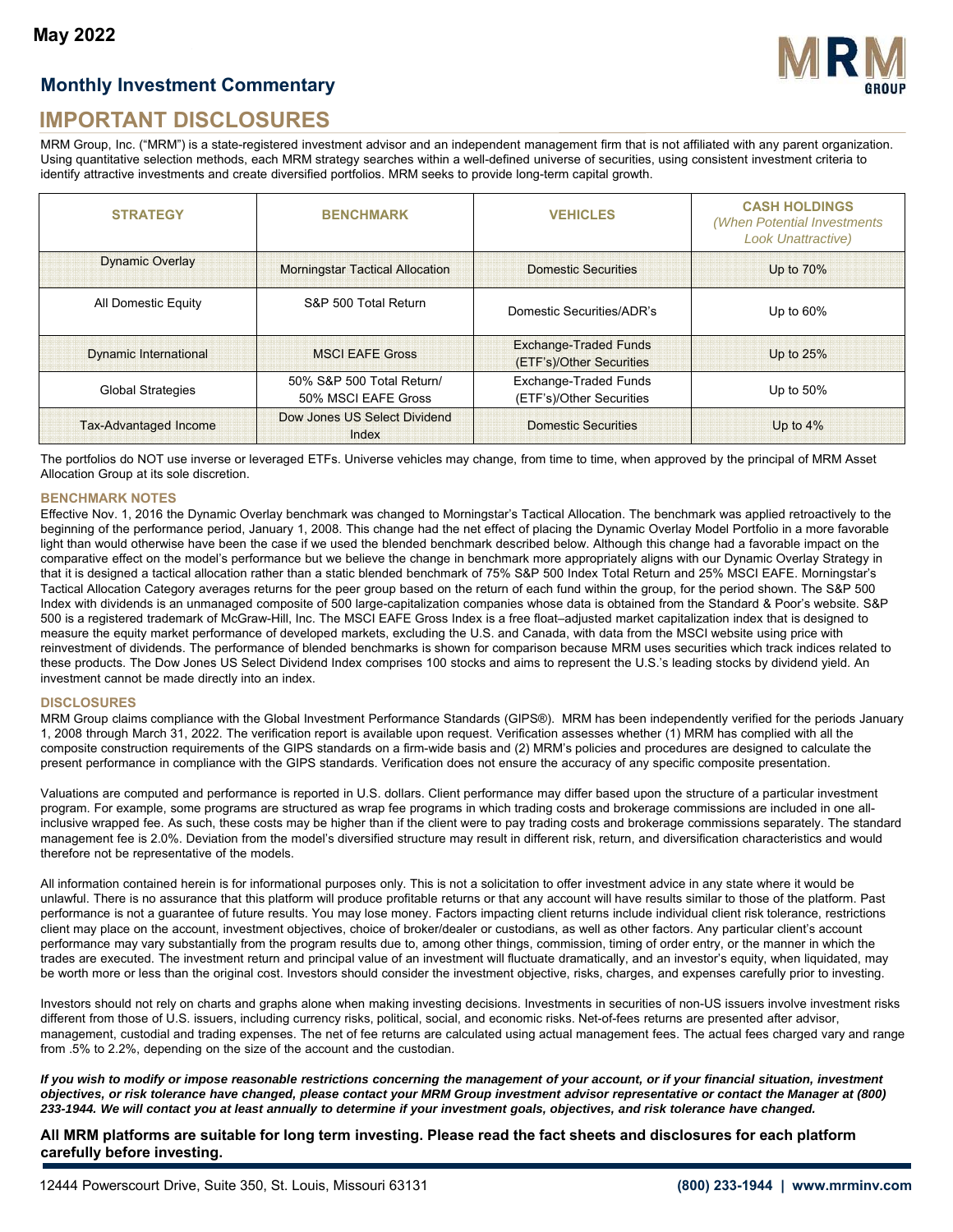May 2022

## Monthly Investment Commentary

# IMPORTANT DISCLOSURES

MRM Group, Inc. ("MRM") is a state-registered investment advisor and an independent management firm that is not affiliated with any parent organization. Using quantitative selection methods, each MRM strategy searches within a well-defined universe of securities, using consistent investment criteria to identify attractive investments and create diversified portfolios. MRM seeks to provide long-term capital growth.

| STRATEGY | BENCHMARK | VEHICLES | CASH HOLDINGS *(When Potential Investments Look Unattractive)* |
|---|---|---|---|
| Dynamic Overlay | Morningstar Tactical Allocation | Domestic Securities | Up to 70% |
| All Domestic Equity | S&P 500 Total Return | Domestic Securities/ADR's | Up to 60% |
| Dynamic International | MSCI EAFE Gross | Exchange-Traded Funds (ETF's)/Other Securities | Up to 25% |
| Global Strategies | 50% S&P 500 Total Return/ 50% MSCI EAFE Gross | Exchange-Traded Funds (ETF's)/Other Securities | Up to 50% |
| Tax-Advantaged Income | Dow Jones US Select Dividend Index | Domestic Securities | Up to 4% |

The portfolios do NOT use inverse or leveraged ETFs. Universe vehicles may change, from time to time, when approved by the principal of MRM Asset Allocation Group at its sole discretion.

### BENCHMARK NOTES

Effective Nov. 1, 2016 the Dynamic Overlay benchmark was changed to Morningstar's Tactical Allocation. The benchmark was applied retroactively to the beginning of the performance period, January 1, 2008. This change had the net effect of placing the Dynamic Overlay Model Portfolio in a more favorable light than would otherwise have been the case if we used the blended benchmark described below. Although this change had a favorable impact on the comparative effect on the model's performance but we believe the change in benchmark more appropriately aligns with our Dynamic Overlay Strategy in that it is designed a tactical allocation rather than a static blended benchmark of 75% S&P 500 Index Total Return and 25% MSCI EAFE. Morningstar's Tactical Allocation Category averages returns for the peer group based on the return of each fund within the group, for the period shown. The S&P 500 Index with dividends is an unmanaged composite of 500 large-capitalization companies whose data is obtained from the Standard & Poor's website. S&P 500 is a registered trademark of McGraw-Hill, Inc. The MSCI EAFE Gross Index is a free float–adjusted market capitalization index that is designed to measure the equity market performance of developed markets, excluding the U.S. and Canada, with data from the MSCI website using price with reinvestment of dividends. The performance of blended benchmarks is shown for comparison because MRM uses securities which track indices related to these products. The Dow Jones US Select Dividend Index comprises 100 stocks and aims to represent the U.S.'s leading stocks by dividend yield. An investment cannot be made directly into an index.

### DISCLOSURES

MRM Group claims compliance with the Global Investment Performance Standards (GIPS®). MRM has been independently verified for the periods January 1, 2008 through March 31, 2022. The verification report is available upon request. Verification assesses whether (1) MRM has complied with all the composite construction requirements of the GIPS standards on a firm-wide basis and (2) MRM's policies and procedures are designed to calculate the present performance in compliance with the GIPS standards. Verification does not ensure the accuracy of any specific composite presentation.

Valuations are computed and performance is reported in U.S. dollars. Client performance may differ based upon the structure of a particular investment program. For example, some programs are structured as wrap fee programs in which trading costs and brokerage commissions are included in one all-inclusive wrapped fee. As such, these costs may be higher than if the client were to pay trading costs and brokerage commissions separately. The standard management fee is 2.0%. Deviation from the model's diversified structure may result in different risk, return, and diversification characteristics and would therefore not be representative of the models.

All information contained herein is for informational purposes only. This is not a solicitation to offer investment advice in any state where it would be unlawful. There is no assurance that this platform will produce profitable returns or that any account will have results similar to those of the platform. Past performance is not a guarantee of future results. You may lose money. Factors impacting client returns include individual client risk tolerance, restrictions client may place on the account, investment objectives, choice of broker/dealer or custodians, as well as other factors. Any particular client's account performance may vary substantially from the program results due to, among other things, commission, timing of order entry, or the manner in which the trades are executed. The investment return and principal value of an investment will fluctuate dramatically, and an investor's equity, when liquidated, may be worth more or less than the original cost. Investors should consider the investment objective, risks, charges, and expenses carefully prior to investing.

Investors should not rely on charts and graphs alone when making investing decisions. Investments in securities of non-US issuers involve investment risks different from those of U.S. issuers, including currency risks, political, social, and economic risks. Net-of-fees returns are presented after advisor, management, custodial and trading expenses. The net of fee returns are calculated using actual management fees. The actual fees charged vary and range from .5% to 2.2%, depending on the size of the account and the custodian.

***If you wish to modify or impose reasonable restrictions concerning the management of your account, or if your financial situation, investment objectives, or risk tolerance have changed, please contact your MRM Group investment advisor representative or contact the Manager at (800) 233-1944. We will contact you at least annually to determine if your investment goals, objectives, and risk tolerance have changed.***

**All MRM platforms are suitable for long term investing. Please read the fact sheets and disclosures for each platform carefully before investing.**

12444 Powerscourt Drive, Suite 350, St. Louis, Missouri 63131

**(800) 233-1944 | www.mrminv.com**